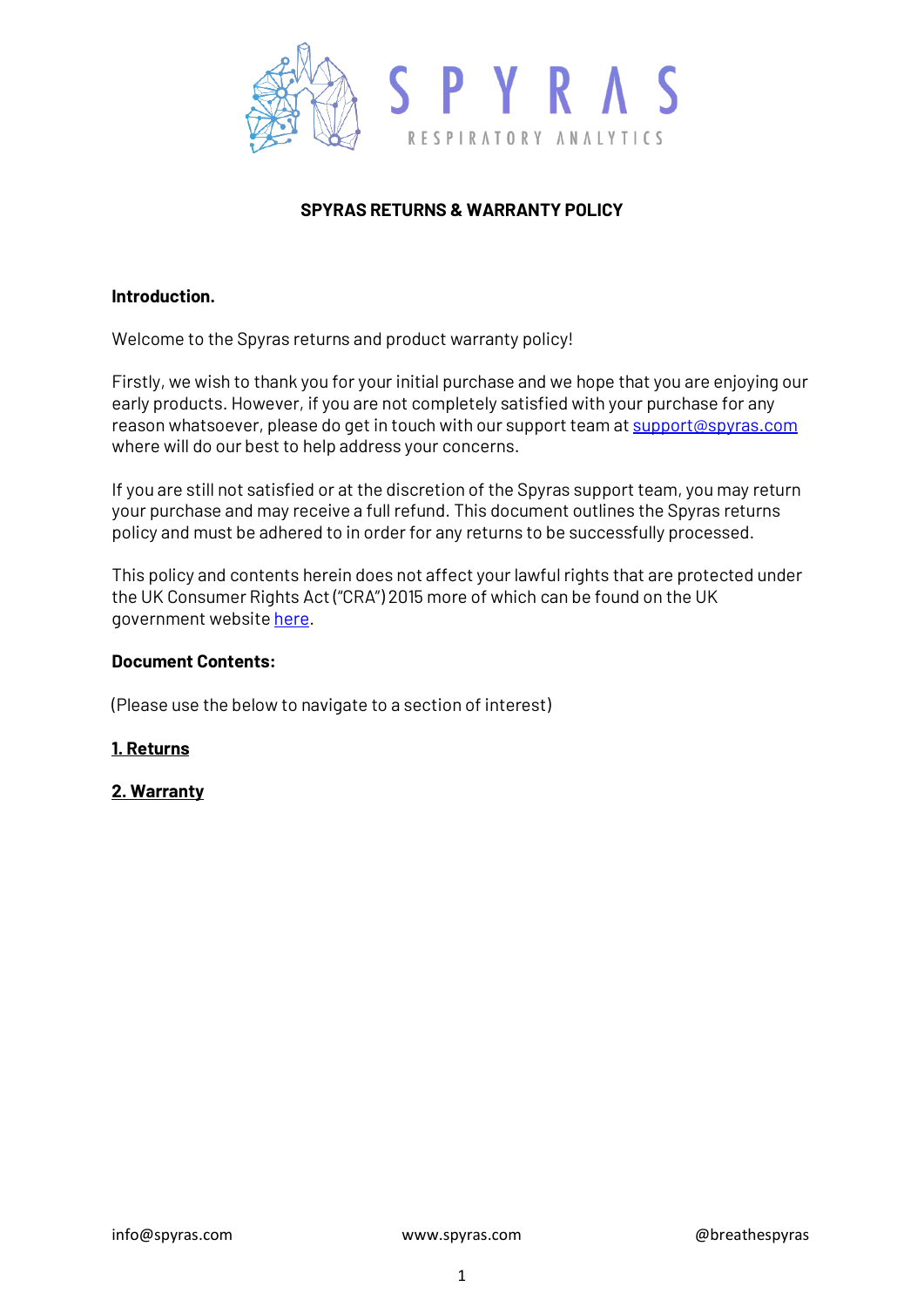# SPYRAS RETURNS & WARRANTY POLICY

**Introduction.**

Welcome to the Spyras returns and product warranty policy!

Firstly, we wish to thank you for your initial purchase and we hope that you are enjoying our early products. However, if you are not completely satisfied with your purchase for any reason whatsoever, please do get in touch with our support team at support@spyras.com where will do our best to help address your concerns.

If you are still not satisfied or at the discretion of the Spyras support team, you may return your purchase and may receive a full refund. This document outlines the Spyras returns policy and must be adhered to in order for any returns to be successfully processed.

This policy and contents herein does not affect your lawful rights that are protected under the UK Consumer Rights Act ("CRA") 2015 more of which can be found on the UK government website here.

**Document Contents:**

(Please use the below to navigate to a section of interest)

**1. Returns**

**2. Warranty**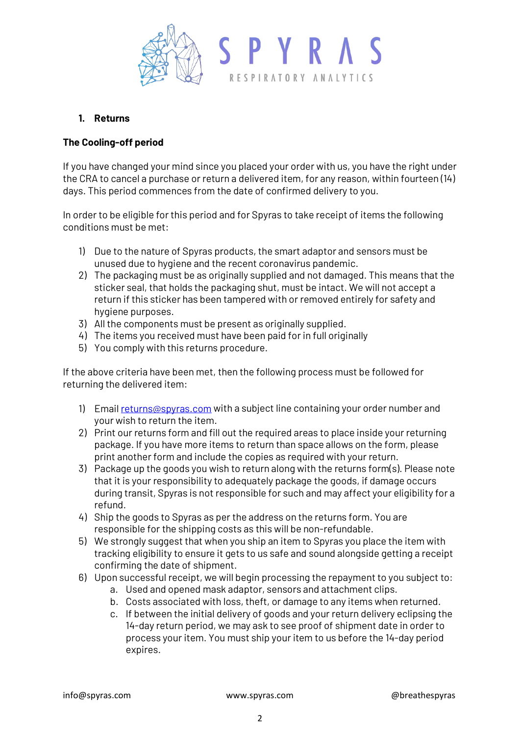## 1. Returns

**The Cooling-off period**

If you have changed your mind since you placed your order with us, you have the right under the CRA to cancel a purchase or return a delivered item, for any reason, within fourteen (14) days. This period commences from the date of confirmed delivery to you.

In order to be eligible for this period and for Spyras to take receipt of items the following conditions must be met:

1) Due to the nature of Spyras products, the smart adaptor and sensors must be unused due to hygiene and the recent coronavirus pandemic.
2) The packaging must be as originally supplied and not damaged. This means that the sticker seal, that holds the packaging shut, must be intact. We will not accept a return if this sticker has been tampered with or removed entirely for safety and hygiene purposes.
3) All the components must be present as originally supplied.
4) The items you received must have been paid for in full originally
5) You comply with this returns procedure.

If the above criteria have been met, then the following process must be followed for returning the delivered item:

1) Email returns@spyras.com with a subject line containing your order number and your wish to return the item.
2) Print our returns form and fill out the required areas to place inside your returning package. If you have more items to return than space allows on the form, please print another form and include the copies as required with your return.
3) Package up the goods you wish to return along with the returns form(s). Please note that it is your responsibility to adequately package the goods, if damage occurs during transit, Spyras is not responsible for such and may affect your eligibility for a refund.
4) Ship the goods to Spyras as per the address on the returns form. You are responsible for the shipping costs as this will be non-refundable.
5) We strongly suggest that when you ship an item to Spyras you place the item with tracking eligibility to ensure it gets to us safe and sound alongside getting a receipt confirming the date of shipment.
6) Upon successful receipt, we will begin processing the repayment to you subject to:
   a. Used and opened mask adaptor, sensors and attachment clips.
   b. Costs associated with loss, theft, or damage to any items when returned.
   c. If between the initial delivery of goods and your return delivery eclipsing the 14-day return period, we may ask to see proof of shipment date in order to process your item. You must ship your item to us before the 14-day period expires.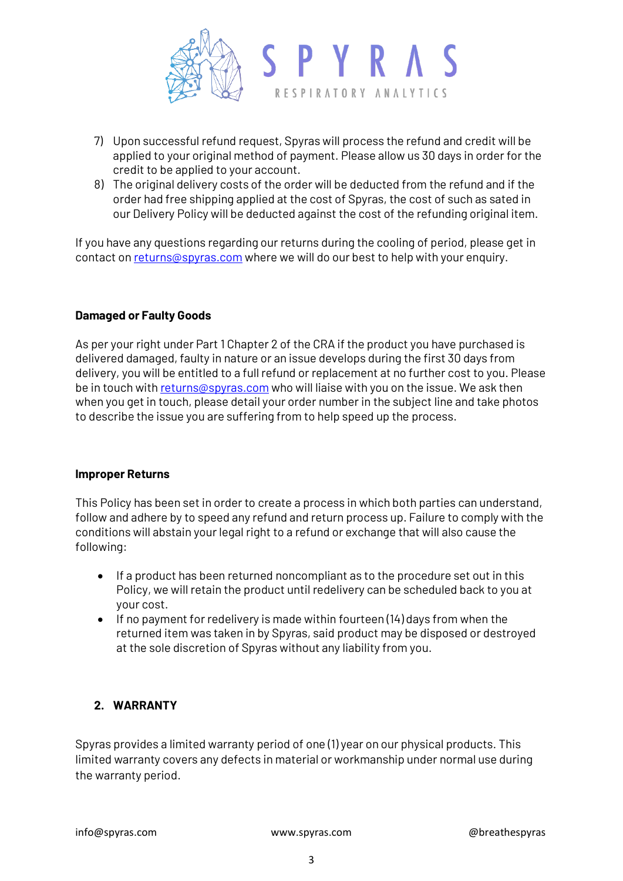7) Upon successful refund request, Spyras will process the refund and credit will be applied to your original method of payment. Please allow us 30 days in order for the credit to be applied to your account.
8) The original delivery costs of the order will be deducted from the refund and if the order had free shipping applied at the cost of Spyras, the cost of such as sated in our Delivery Policy will be deducted against the cost of the refunding original item.

If you have any questions regarding our returns during the cooling of period, please get in contact on returns@spyras.com where we will do our best to help with your enquiry.

**Damaged or Faulty Goods**

As per your right under Part 1 Chapter 2 of the CRA if the product you have purchased is delivered damaged, faulty in nature or an issue develops during the first 30 days from delivery, you will be entitled to a full refund or replacement at no further cost to you. Please be in touch with returns@spyras.com who will liaise with you on the issue. We ask then when you get in touch, please detail your order number in the subject line and take photos to describe the issue you are suffering from to help speed up the process.

**Improper Returns**

This Policy has been set in order to create a process in which both parties can understand, follow and adhere by to speed any refund and return process up. Failure to comply with the conditions will abstain your legal right to a refund or exchange that will also cause the following:

- If a product has been returned noncompliant as to the procedure set out in this Policy, we will retain the product until redelivery can be scheduled back to you at your cost.
- If no payment for redelivery is made within fourteen (14) days from when the returned item was taken in by Spyras, said product may be disposed or destroyed at the sole discretion of Spyras without any liability from you.

## 2. WARRANTY

Spyras provides a limited warranty period of one (1) year on our physical products. This limited warranty covers any defects in material or workmanship under normal use during the warranty period.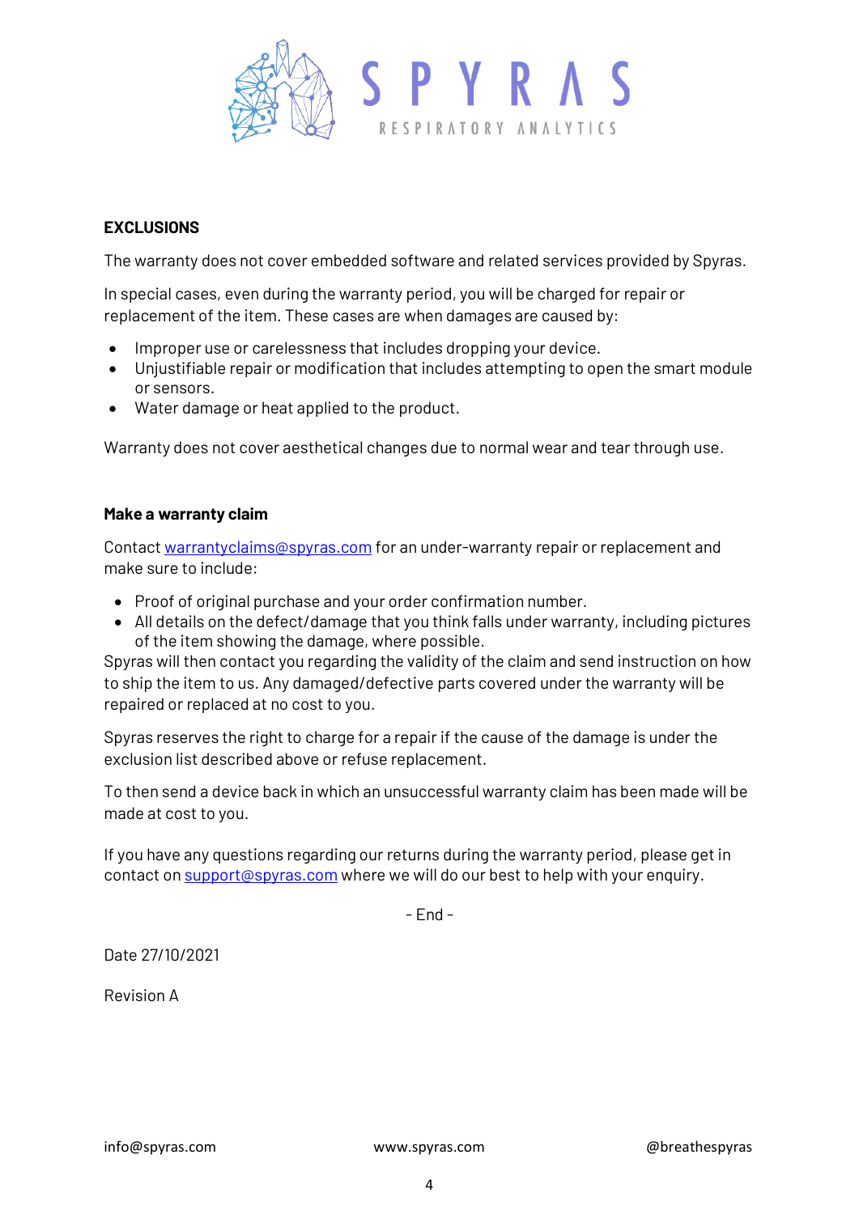**EXCLUSIONS**

The warranty does not cover embedded software and related services provided by Spyras.

In special cases, even during the warranty period, you will be charged for repair or replacement of the item. These cases are when damages are caused by:

- Improper use or carelessness that includes dropping your device.
- Unjustifiable repair or modification that includes attempting to open the smart module or sensors.
- Water damage or heat applied to the product.

Warranty does not cover aesthetical changes due to normal wear and tear through use.

**Make a warranty claim**

Contact warrantyclaims@spyras.com for an under-warranty repair or replacement and make sure to include:

- Proof of original purchase and your order confirmation number.
- All details on the defect/damage that you think falls under warranty, including pictures of the item showing the damage, where possible.

Spyras will then contact you regarding the validity of the claim and send instruction on how to ship the item to us. Any damaged/defective parts covered under the warranty will be repaired or replaced at no cost to you.

Spyras reserves the right to charge for a repair if the cause of the damage is under the exclusion list described above or refuse replacement.

To then send a device back in which an unsuccessful warranty claim has been made will be made at cost to you.

If you have any questions regarding our returns during the warranty period, please get in contact on support@spyras.com where we will do our best to help with your enquiry.

- End -

Date 27/10/2021

Revision A